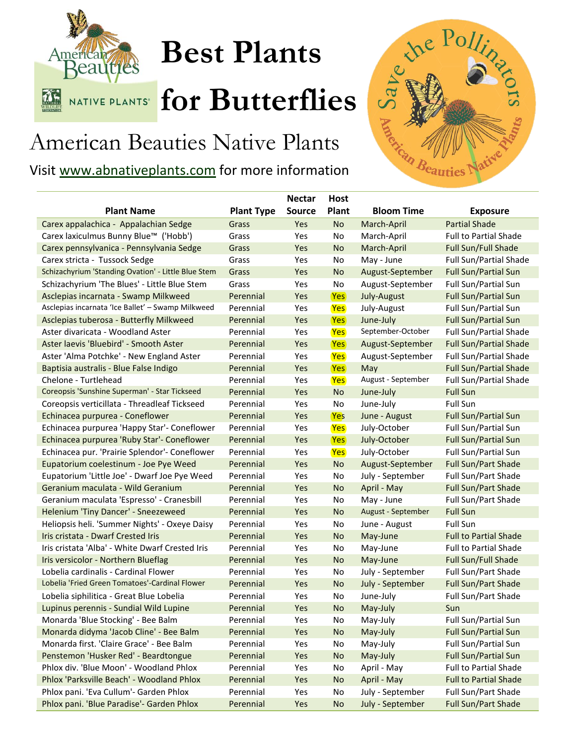# Best Plants for Butterflies

## American Beauties Native Plants

Visit www.abnativeplants.com for more information

| Plant Name | Plant Type | Nectar Source | Host Plant | Bloom Time | Exposure |
|---|---|---|---|---|---|
| Carex appalachica - Appalachian Sedge | Grass | Yes | No | March-April | Partial Shade |
| Carex laxiculmus Bunny Blue™ ('Hobb') | Grass | Yes | No | March-April | Full to Partial Shade |
| Carex pennsylvanica - Pennsylvania Sedge | Grass | Yes | No | March-April | Full Sun/Full Shade |
| Carex stricta - Tussock Sedge | Grass | Yes | No | May - June | Full Sun/Partial Shade |
| Schizachyrium 'Standing Ovation' - Little Blue Stem | Grass | Yes | No | August-September | Full Sun/Partial Sun |
| Schizachyrium 'The Blues' - Little Blue Stem | Grass | Yes | No | August-September | Full Sun/Partial Sun |
| Asclepias incarnata - Swamp Milkweed | Perennial | Yes | Yes | July-August | Full Sun/Partial Sun |
| Asclepias incarnata 'Ice Ballet' – Swamp Milkweed | Perennial | Yes | Yes | July-August | Full Sun/Partial Sun |
| Asclepias tuberosa - Butterfly Milkweed | Perennial | Yes | Yes | June-July | Full Sun/Partial Sun |
| Aster divaricata - Woodland Aster | Perennial | Yes | Yes | September-October | Full Sun/Partial Shade |
| Aster laevis 'Bluebird' - Smooth Aster | Perennial | Yes | Yes | August-September | Full Sun/Partial Shade |
| Aster 'Alma Potchke' - New England Aster | Perennial | Yes | Yes | August-September | Full Sun/Partial Shade |
| Baptisia australis - Blue False Indigo | Perennial | Yes | Yes | May | Full Sun/Partial Shade |
| Chelone - Turtlehead | Perennial | Yes | Yes | August - September | Full Sun/Partial Shade |
| Coreopsis 'Sunshine Superman' - Star Tickseed | Perennial | Yes | No | June-July | Full Sun |
| Coreopsis verticillata - Threadleaf Tickseed | Perennial | Yes | No | June-July | Full Sun |
| Echinacea purpurea - Coneflower | Perennial | Yes | Yes | June - August | Full Sun/Partial Sun |
| Echinacea purpurea 'Happy Star'- Coneflower | Perennial | Yes | Yes | July-October | Full Sun/Partial Sun |
| Echinacea purpurea 'Ruby Star'- Coneflower | Perennial | Yes | Yes | July-October | Full Sun/Partial Sun |
| Echinacea pur. 'Prairie Splendor'- Coneflower | Perennial | Yes | Yes | July-October | Full Sun/Partial Sun |
| Eupatorium coelestinum - Joe Pye Weed | Perennial | Yes | No | August-September | Full Sun/Part Shade |
| Eupatorium 'Little Joe' - Dwarf Joe Pye Weed | Perennial | Yes | No | July - September | Full Sun/Part Shade |
| Geranium maculata - Wild Geranium | Perennial | Yes | No | April - May | Full Sun/Part Shade |
| Geranium maculata 'Espresso' - Cranesbill | Perennial | Yes | No | May - June | Full Sun/Part Shade |
| Helenium 'Tiny Dancer' - Sneezeweed | Perennial | Yes | No | August - September | Full Sun |
| Heliopsis heli. 'Summer Nights' - Oxeye Daisy | Perennial | Yes | No | June - August | Full Sun |
| Iris cristata - Dwarf Crested Iris | Perennial | Yes | No | May-June | Full to Partial Shade |
| Iris cristata 'Alba' - White Dwarf Crested Iris | Perennial | Yes | No | May-June | Full to Partial Shade |
| Iris versicolor - Northern Blueflag | Perennial | Yes | No | May-June | Full Sun/Full Shade |
| Lobelia cardinalis - Cardinal Flower | Perennial | Yes | No | July - September | Full Sun/Part Shade |
| Lobelia 'Fried Green Tomatoes'-Cardinal Flower | Perennial | Yes | No | July - September | Full Sun/Part Shade |
| Lobelia siphilitica - Great Blue Lobelia | Perennial | Yes | No | June-July | Full Sun/Part Shade |
| Lupinus perennis - Sundial Wild Lupine | Perennial | Yes | No | May-July | Sun |
| Monarda 'Blue Stocking' - Bee Balm | Perennial | Yes | No | May-July | Full Sun/Partial Sun |
| Monarda didyma 'Jacob Cline' - Bee Balm | Perennial | Yes | No | May-July | Full Sun/Partial Sun |
| Monarda first. 'Claire Grace' - Bee Balm | Perennial | Yes | No | May-July | Full Sun/Partial Sun |
| Penstemon 'Husker Red' - Beardtongue | Perennial | Yes | No | May-July | Full Sun/Partial Sun |
| Phlox div. 'Blue Moon' - Woodland Phlox | Perennial | Yes | No | April - May | Full to Partial Shade |
| Phlox 'Parksville Beach' - Woodland Phlox | Perennial | Yes | No | April - May | Full to Partial Shade |
| Phlox pani. 'Eva Cullum'- Garden Phlox | Perennial | Yes | No | July - September | Full Sun/Part Shade |
| Phlox pani. 'Blue Paradise'- Garden Phlox | Perennial | Yes | No | July - September | Full Sun/Part Shade |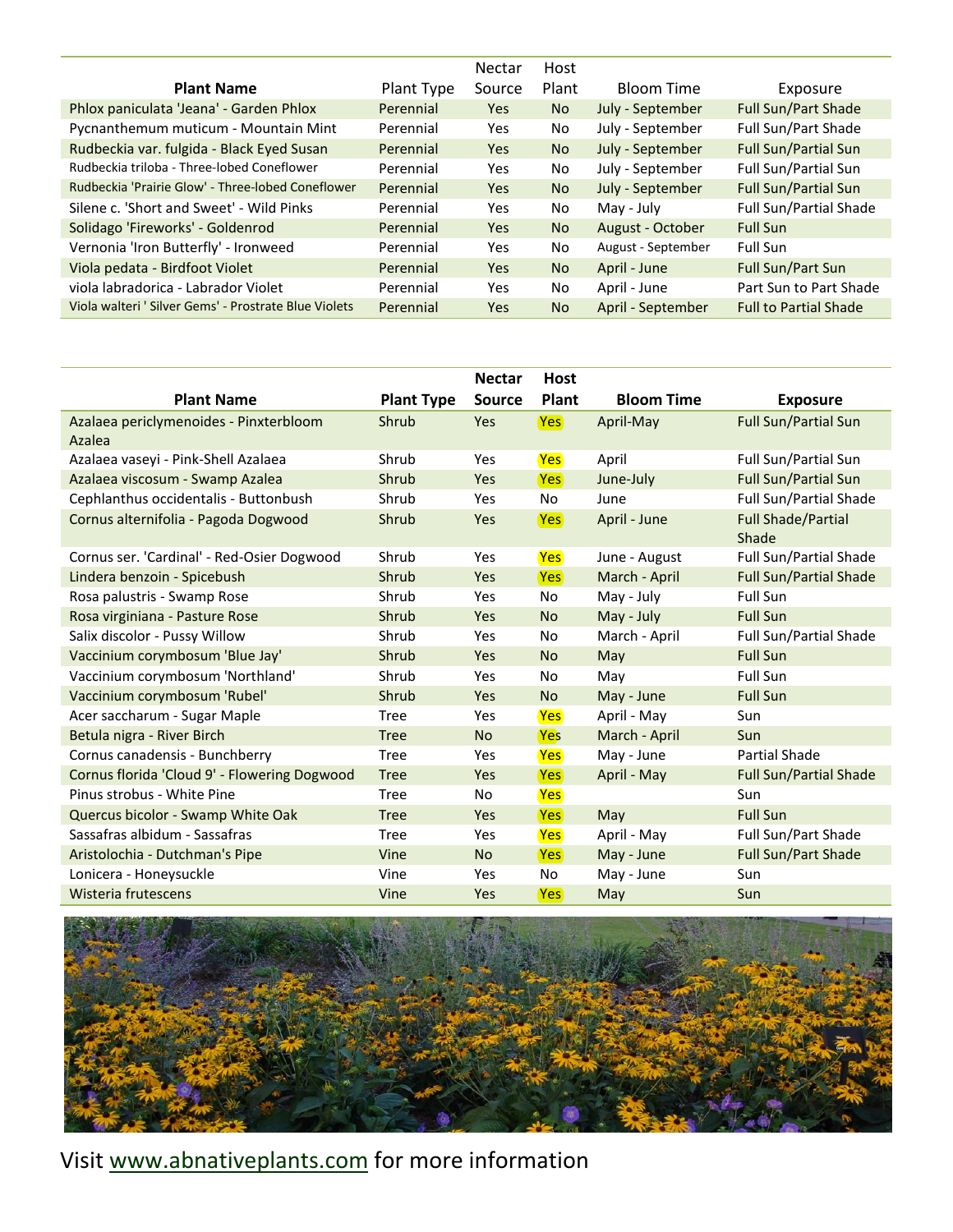| Plant Name | Plant Type | Nectar Source | Host Plant | Bloom Time | Exposure |
|---|---|---|---|---|---|
| Phlox paniculata 'Jeana' - Garden Phlox | Perennial | Yes | No | July - September | Full Sun/Part Shade |
| Pycnanthemum muticum - Mountain Mint | Perennial | Yes | No | July - September | Full Sun/Part Shade |
| Rudbeckia var. fulgida - Black Eyed Susan | Perennial | Yes | No | July - September | Full Sun/Partial Sun |
| Rudbeckia triloba - Three-lobed Coneflower | Perennial | Yes | No | July - September | Full Sun/Partial Sun |
| Rudbeckia 'Prairie Glow' - Three-lobed Coneflower | Perennial | Yes | No | July - September | Full Sun/Partial Sun |
| Silene c. 'Short and Sweet' - Wild Pinks | Perennial | Yes | No | May - July | Full Sun/Partial Shade |
| Solidago 'Fireworks' - Goldenrod | Perennial | Yes | No | August - October | Full Sun |
| Vernonia 'Iron Butterfly' - Ironweed | Perennial | Yes | No | August - September | Full Sun |
| Viola pedata - Birdfoot Violet | Perennial | Yes | No | April - June | Full Sun/Part Sun |
| viola labradorica - Labrador Violet | Perennial | Yes | No | April - June | Part Sun to Part Shade |
| Viola walteri ' Silver Gems' - Prostrate Blue Violets | Perennial | Yes | No | April - September | Full to Partial Shade |

| **Plant Name** | **Plant Type** | **Nectar Source** | **Host Plant** | **Bloom Time** | **Exposure** |
|---|---|---|---|---|---|
| Azalaea periclymenoides - Pinxterbloom Azalea | Shrub | Yes | Yes | April-May | Full Sun/Partial Sun |
| Azalaea vaseyi - Pink-Shell Azalaea | Shrub | Yes | Yes | April | Full Sun/Partial Sun |
| Azalaea viscosum - Swamp Azalea | Shrub | Yes | Yes | June-July | Full Sun/Partial Sun |
| Cephlanthus occidentalis - Buttonbush | Shrub | Yes | No | June | Full Sun/Partial Shade |
| Cornus alternifolia - Pagoda Dogwood | Shrub | Yes | Yes | April - June | Full Shade/Partial Shade |
| Cornus ser. 'Cardinal' - Red-Osier Dogwood | Shrub | Yes | Yes | June - August | Full Sun/Partial Shade |
| Lindera benzoin - Spicebush | Shrub | Yes | Yes | March - April | Full Sun/Partial Shade |
| Rosa palustris - Swamp Rose | Shrub | Yes | No | May - July | Full Sun |
| Rosa virginiana - Pasture Rose | Shrub | Yes | No | May - July | Full Sun |
| Salix discolor - Pussy Willow | Shrub | Yes | No | March - April | Full Sun/Partial Shade |
| Vaccinium corymbosum 'Blue Jay' | Shrub | Yes | No | May | Full Sun |
| Vaccinium corymbosum 'Northland' | Shrub | Yes | No | May | Full Sun |
| Vaccinium corymbosum 'Rubel' | Shrub | Yes | No | May - June | Full Sun |
| Acer saccharum - Sugar Maple | Tree | Yes | Yes | April - May | Sun |
| Betula nigra - River Birch | Tree | No | Yes | March - April | Sun |
| Cornus canadensis - Bunchberry | Tree | Yes | Yes | May - June | Partial Shade |
| Cornus florida 'Cloud 9' - Flowering Dogwood | Tree | Yes | Yes | April - May | Full Sun/Partial Shade |
| Pinus strobus - White Pine | Tree | No | Yes | | Sun |
| Quercus bicolor - Swamp White Oak | Tree | Yes | Yes | May | Full Sun |
| Sassafras albidum - Sassafras | Tree | Yes | Yes | April - May | Full Sun/Part Shade |
| Aristolochia - Dutchman's Pipe | Vine | No | Yes | May - June | Full Sun/Part Shade |
| Lonicera - Honeysuckle | Vine | Yes | No | May - June | Sun |
| Wisteria frutescens | Vine | Yes | Yes | May | Sun |

Visit [www.abnativeplants.com](http://www.abnativeplants.com) for more information